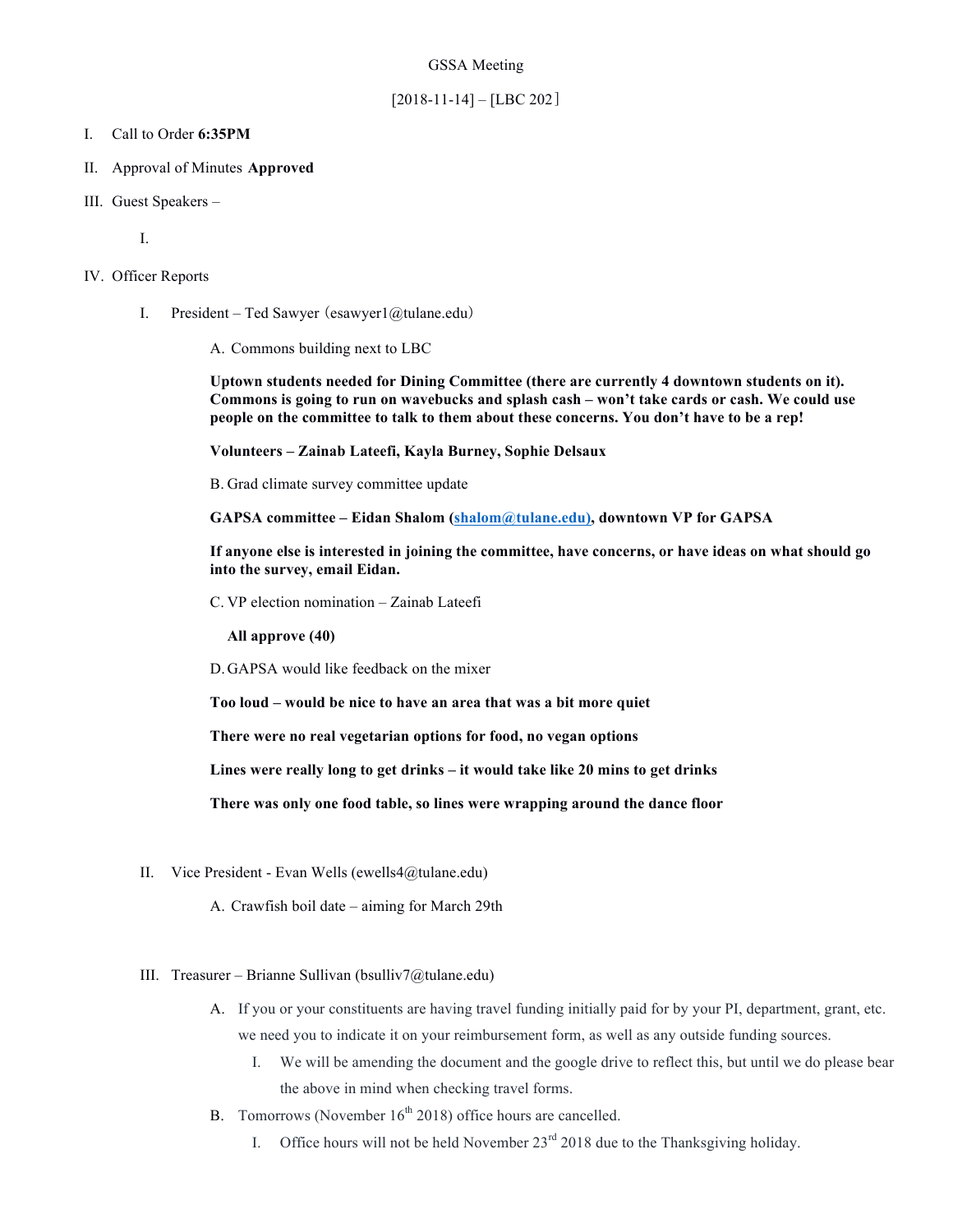GSSA Meeting

[2018-11-14] – [LBC 202]

I. Call to Order **6:35PM**

II. Approval of Minutes **Approved**

III. Guest Speakers –

    I.

IV. Officer Reports

    I. President – Ted Sawyer (esawyer1@tulane.edu)

        A. Commons building next to LBC

        **Uptown students needed for Dining Committee (there are currently 4 downtown students on it). Commons is going to run on wavebucks and splash cash – won't take cards or cash. We could use people on the committee to talk to them about these concerns. You don't have to be a rep!**

        **Volunteers – Zainab Lateefi, Kayla Burney, Sophie Delsaux**

        B. Grad climate survey committee update

        **GAPSA committee – Eidan Shalom (shalom@tulane.edu), downtown VP for GAPSA**

        **If anyone else is interested in joining the committee, have concerns, or have ideas on what should go into the survey, email Eidan.**

        C. VP election nomination – Zainab Lateefi

        **All approve (40)**

        D. GAPSA would like feedback on the mixer

        **Too loud – would be nice to have an area that was a bit more quiet**

        **There were no real vegetarian options for food, no vegan options**

        **Lines were really long to get drinks – it would take like 20 mins to get drinks**

        **There was only one food table, so lines were wrapping around the dance floor**

    II. Vice President - Evan Wells (ewells4@tulane.edu)

        A. Crawfish boil date – aiming for March 29th

    III. Treasurer – Brianne Sullivan (bsulliv7@tulane.edu)

        A. If you or your constituents are having travel funding initially paid for by your PI, department, grant, etc. we need you to indicate it on your reimbursement form, as well as any outside funding sources.

            I. We will be amending the document and the google drive to reflect this, but until we do please bear the above in mind when checking travel forms.

        B. Tomorrows (November 16th 2018) office hours are cancelled.

            I. Office hours will not be held November 23rd 2018 due to the Thanksgiving holiday.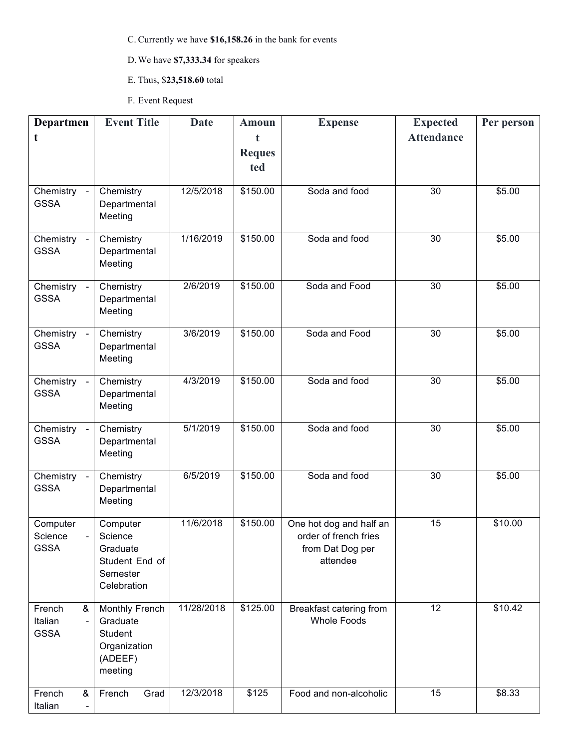C. Currently we have **$16,158.26** in the bank for events

D. We have **$7,333.34** for speakers

E. Thus, $**23,518.60** total

F. Event Request

| Department | Event Title | Date | Amount Requested | Expense | Expected Attendance | Per person |
|---|---|---|---|---|---|---|
| Chemistry - GSSA | Chemistry Departmental Meeting | 12/5/2018 | $150.00 | Soda and food | 30 | $5.00 |
| Chemistry - GSSA | Chemistry Departmental Meeting | 1/16/2019 | $150.00 | Soda and food | 30 | $5.00 |
| Chemistry - GSSA | Chemistry Departmental Meeting | 2/6/2019 | $150.00 | Soda and Food | 30 | $5.00 |
| Chemistry - GSSA | Chemistry Departmental Meeting | 3/6/2019 | $150.00 | Soda and Food | 30 | $5.00 |
| Chemistry - GSSA | Chemistry Departmental Meeting | 4/3/2019 | $150.00 | Soda and food | 30 | $5.00 |
| Chemistry - GSSA | Chemistry Departmental Meeting | 5/1/2019 | $150.00 | Soda and food | 30 | $5.00 |
| Chemistry - GSSA | Chemistry Departmental Meeting | 6/5/2019 | $150.00 | Soda and food | 30 | $5.00 |
| Computer Science - GSSA | Computer Science Graduate Student End of Semester Celebration | 11/6/2018 | $150.00 | One hot dog and half an order of french fries from Dat Dog per attendee | 15 | $10.00 |
| French & Italian - GSSA | Monthly French Graduate Student Organization (ADEEF) meeting | 11/28/2018 | $125.00 | Breakfast catering from Whole Foods | 12 | $10.42 |
| French & Italian - | French Grad | 12/3/2018 | $125 | Food and non-alcoholic | 15 | $8.33 |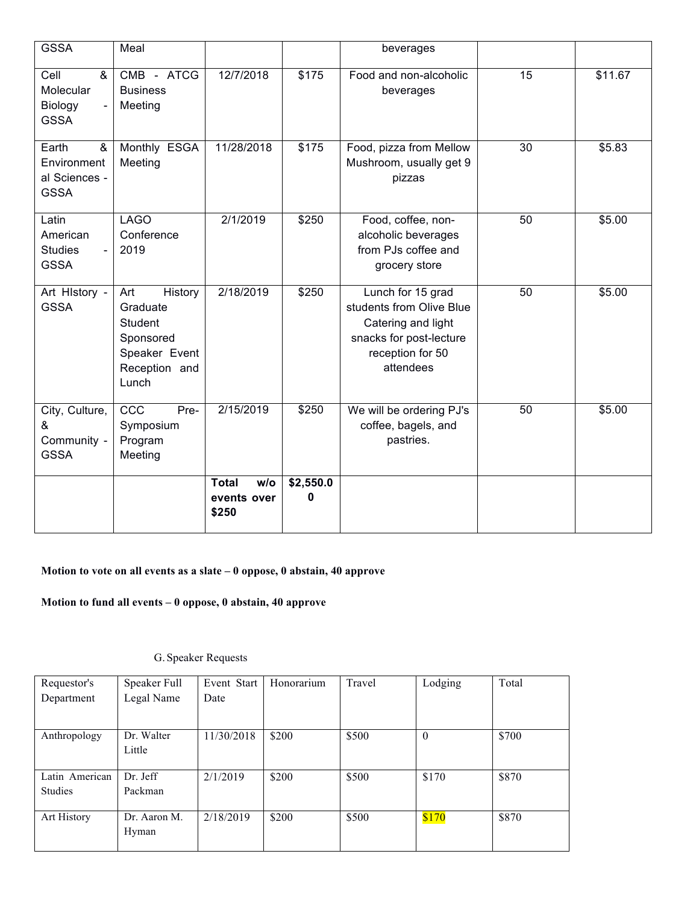| GSSA | Meal | | | beverages | | |
|---|---|---|---|---|---|---|
| Cell & Molecular Biology - GSSA | CMB - ATCG Business Meeting | 12/7/2018 | $175 | Food and non-alcoholic beverages | 15 | $11.67 |
| Earth & Environmental Sciences - GSSA | Monthly ESGA Meeting | 11/28/2018 | $175 | Food, pizza from Mellow Mushroom, usually get 9 pizzas | 30 | $5.83 |
| Latin American Studies - GSSA | LAGO Conference 2019 | 2/1/2019 | $250 | Food, coffee, non-alcoholic beverages from PJs coffee and grocery store | 50 | $5.00 |
| Art HIstory - GSSA | Art History Graduate Student Sponsored Speaker Event Reception and Lunch | 2/18/2019 | $250 | Lunch for 15 grad students from Olive Blue Catering and light snacks for post-lecture reception for 50 attendees | 50 | $5.00 |
| City, Culture, & Community - GSSA | CCC Pre-Symposium Program Meeting | 2/15/2019 | $250 | We will be ordering PJ's coffee, bagels, and pastries. | 50 | $5.00 |
| | | **Total w/o events over $250** | **$2,550.00** | | | |

**Motion to vote on all events as a slate – 0 oppose, 0 abstain, 40 approve**

**Motion to fund all events – 0 oppose, 0 abstain, 40 approve**

G. Speaker Requests

| Requestor's Department | Speaker Full Legal Name | Event Start Date | Honorarium | Travel | Lodging | Total |
|---|---|---|---|---|---|---|
| Anthropology | Dr. Walter Little | 11/30/2018 | $200 | $500 | 0 | $700 |
| Latin American Studies | Dr. Jeff Packman | 2/1/2019 | $200 | $500 | $170 | $870 |
| Art History | Dr. Aaron M. Hyman | 2/18/2019 | $200 | $500 | $170 | $870 |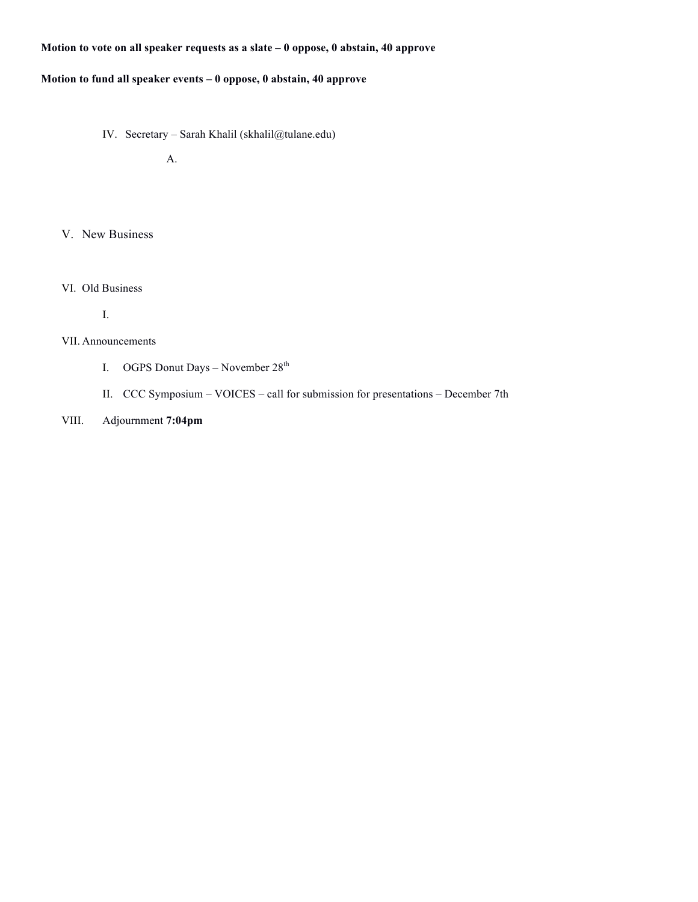**Motion to vote on all speaker requests as a slate – 0 oppose, 0 abstain, 40 approve**

**Motion to fund all speaker events – 0 oppose, 0 abstain, 40 approve**

IV. Secretary – Sarah Khalil (skhalil@tulane.edu)

A.

V. New Business

VI. Old Business

I.

VII. Announcements

I. OGPS Donut Days – November 28th

II. CCC Symposium – VOICES – call for submission for presentations – December 7th

VIII. Adjournment **7:04pm**